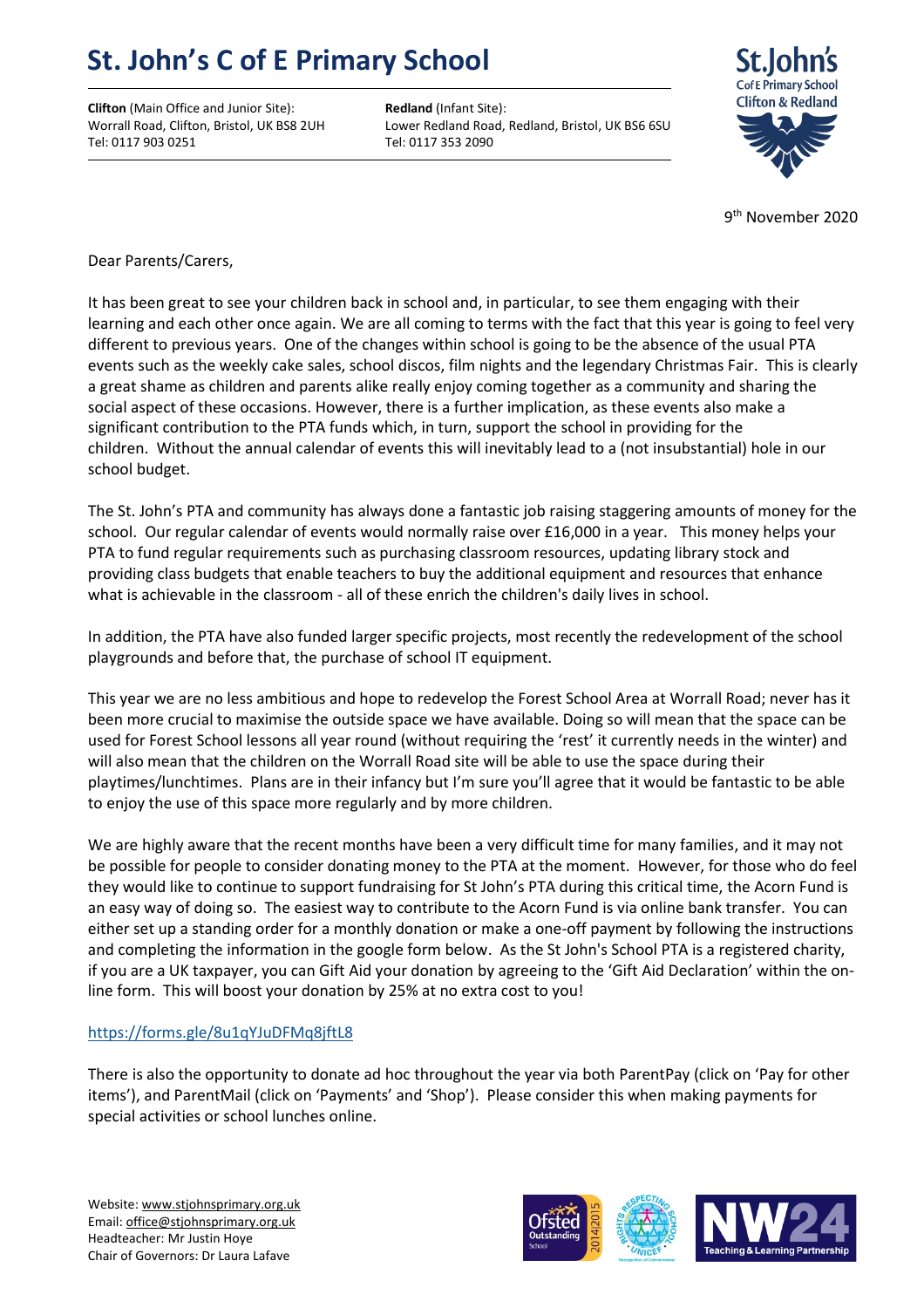# St. John's C of E Primary School

**Clifton** (Main Office and Junior Site):
Worrall Road, Clifton, Bristol, UK BS8 2UH
Tel: 0117 903 0251

**Redland** (Infant Site):
Lower Redland Road, Redland, Bristol, UK BS6 6SU
Tel: 0117 353 2090

9th November 2020

Dear Parents/Carers,

It has been great to see your children back in school and, in particular, to see them engaging with their learning and each other once again. We are all coming to terms with the fact that this year is going to feel very different to previous years. One of the changes within school is going to be the absence of the usual PTA events such as the weekly cake sales, school discos, film nights and the legendary Christmas Fair. This is clearly a great shame as children and parents alike really enjoy coming together as a community and sharing the social aspect of these occasions. However, there is a further implication, as these events also make a significant contribution to the PTA funds which, in turn, support the school in providing for the children. Without the annual calendar of events this will inevitably lead to a (not insubstantial) hole in our school budget.

The St. John's PTA and community has always done a fantastic job raising staggering amounts of money for the school. Our regular calendar of events would normally raise over £16,000 in a year. This money helps your PTA to fund regular requirements such as purchasing classroom resources, updating library stock and providing class budgets that enable teachers to buy the additional equipment and resources that enhance what is achievable in the classroom - all of these enrich the children's daily lives in school.

In addition, the PTA have also funded larger specific projects, most recently the redevelopment of the school playgrounds and before that, the purchase of school IT equipment.

This year we are no less ambitious and hope to redevelop the Forest School Area at Worrall Road; never has it been more crucial to maximise the outside space we have available. Doing so will mean that the space can be used for Forest School lessons all year round (without requiring the 'rest' it currently needs in the winter) and will also mean that the children on the Worrall Road site will be able to use the space during their playtimes/lunchtimes. Plans are in their infancy but I'm sure you'll agree that it would be fantastic to be able to enjoy the use of this space more regularly and by more children.

We are highly aware that the recent months have been a very difficult time for many families, and it may not be possible for people to consider donating money to the PTA at the moment. However, for those who do feel they would like to continue to support fundraising for St John's PTA during this critical time, the Acorn Fund is an easy way of doing so. The easiest way to contribute to the Acorn Fund is via online bank transfer. You can either set up a standing order for a monthly donation or make a one-off payment by following the instructions and completing the information in the google form below. As the St John's School PTA is a registered charity, if you are a UK taxpayer, you can Gift Aid your donation by agreeing to the 'Gift Aid Declaration' within the on-line form. This will boost your donation by 25% at no extra cost to you!

https://forms.gle/8u1qYJuDFMq8jftL8

There is also the opportunity to donate ad hoc throughout the year via both ParentPay (click on 'Pay for other items'), and ParentMail (click on 'Payments' and 'Shop'). Please consider this when making payments for special activities or school lunches online.

Website: www.stjohnsprimary.org.uk
Email: office@stjohnsprimary.org.uk
Headteacher: Mr Justin Hoye
Chair of Governors: Dr Laura Lafave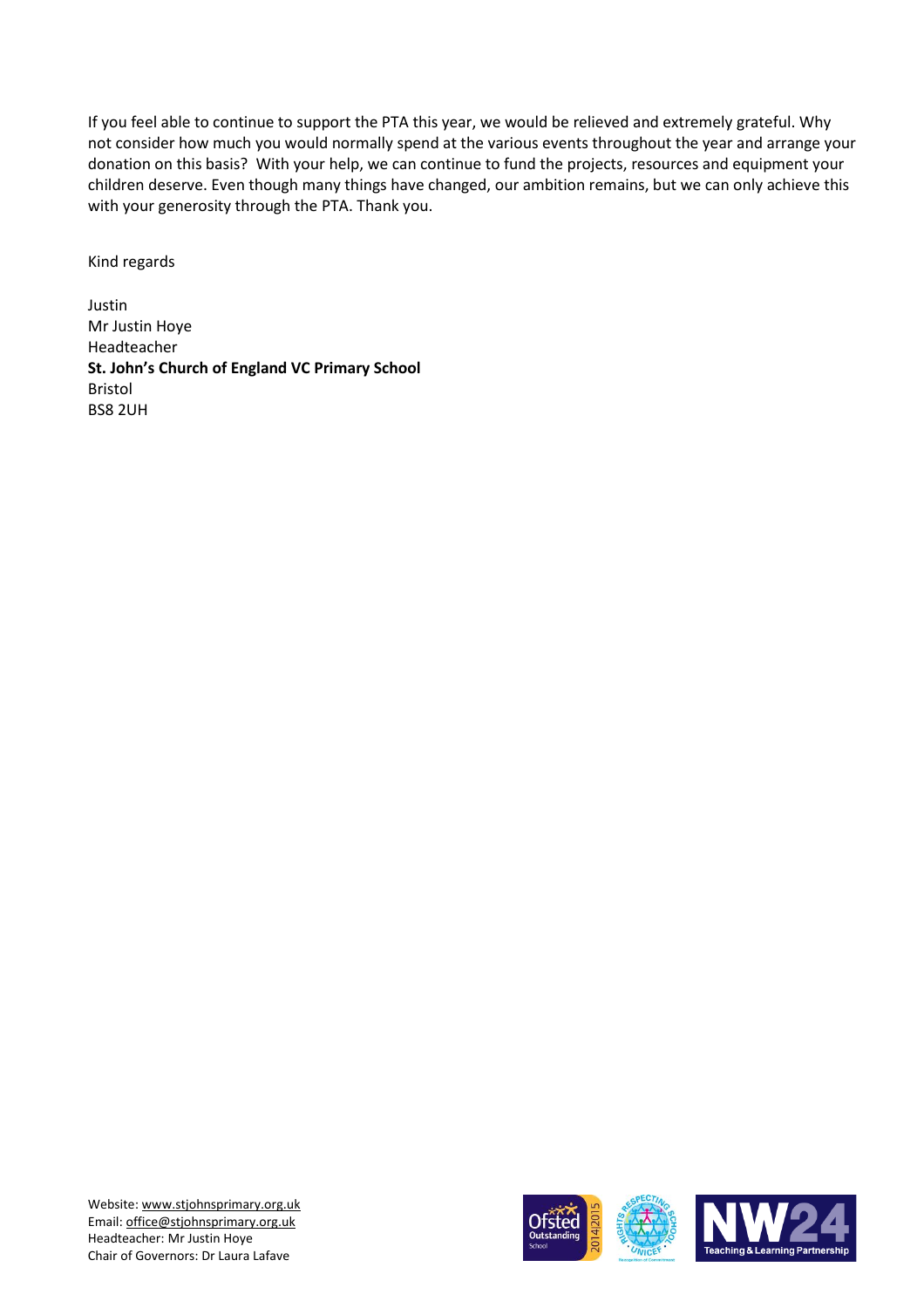If you feel able to continue to support the PTA this year, we would be relieved and extremely grateful. Why not consider how much you would normally spend at the various events throughout the year and arrange your donation on this basis? With your help, we can continue to fund the projects, resources and equipment your children deserve. Even though many things have changed, our ambition remains, but we can only achieve this with your generosity through the PTA. Thank you.

Kind regards

Justin
Mr Justin Hoye
Headteacher
**St. John's Church of England VC Primary School**
Bristol
BS8 2UH

Website: www.stjohnsprimary.org.uk
Email: office@stjohnsprimary.org.uk
Headteacher: Mr Justin Hoye
Chair of Governors: Dr Laura Lafave